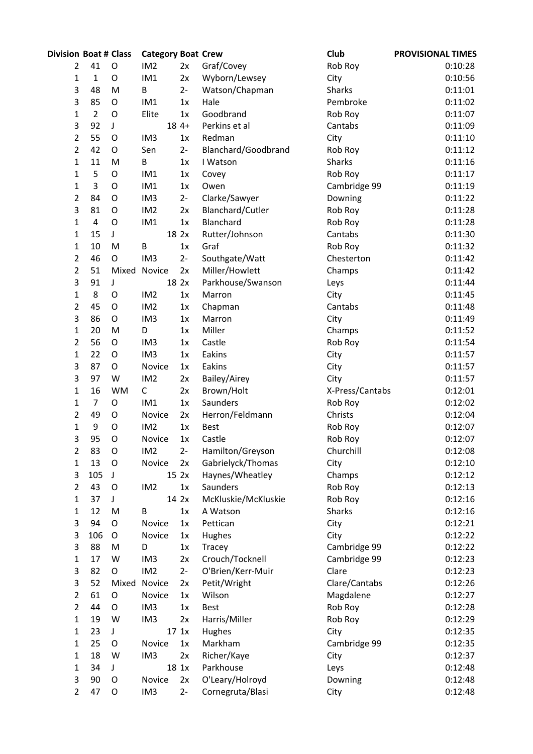| Division | Boat # | Class | Category | Boat | Crew | Club | PROVISIONAL TIMES |
|---|---|---|---|---|---|---|---|
| 2 | 41 | O | IM2 | 2x | Graf/Covey | Rob Roy | 0:10:28 |
| 1 | 1 | O | IM1 | 2x | Wyborn/Lewsey | City | 0:10:56 |
| 3 | 48 | M | B | 2- | Watson/Chapman | Sharks | 0:11:01 |
| 3 | 85 | O | IM1 | 1x | Hale | Pembroke | 0:11:02 |
| 1 | 2 | O | Elite | 1x | Goodbrand | Rob Roy | 0:11:07 |
| 3 | 92 | J | 18 | 4+ | Perkins et al | Cantabs | 0:11:09 |
| 2 | 55 | O | IM3 | 1x | Redman | City | 0:11:10 |
| 2 | 42 | O | Sen | 2- | Blanchard/Goodbrand | Rob Roy | 0:11:12 |
| 1 | 11 | M | B | 1x | I Watson | Sharks | 0:11:16 |
| 1 | 5 | O | IM1 | 1x | Covey | Rob Roy | 0:11:17 |
| 1 | 3 | O | IM1 | 1x | Owen | Cambridge 99 | 0:11:19 |
| 2 | 84 | O | IM3 | 2- | Clarke/Sawyer | Downing | 0:11:22 |
| 3 | 81 | O | IM2 | 2x | Blanchard/Cutler | Rob Roy | 0:11:28 |
| 1 | 4 | O | IM1 | 1x | Blanchard | Rob Roy | 0:11:28 |
| 1 | 15 | J | 18 | 2x | Rutter/Johnson | Cantabs | 0:11:30 |
| 1 | 10 | M | B | 1x | Graf | Rob Roy | 0:11:32 |
| 2 | 46 | O | IM3 | 2- | Southgate/Watt | Chesterton | 0:11:42 |
| 2 | 51 | Mixed | Novice | 2x | Miller/Howlett | Champs | 0:11:42 |
| 3 | 91 | J | 18 | 2x | Parkhouse/Swanson | Leys | 0:11:44 |
| 1 | 8 | O | IM2 | 1x | Marron | City | 0:11:45 |
| 2 | 45 | O | IM2 | 1x | Chapman | Cantabs | 0:11:48 |
| 3 | 86 | O | IM3 | 1x | Marron | City | 0:11:49 |
| 1 | 20 | M | D | 1x | Miller | Champs | 0:11:52 |
| 2 | 56 | O | IM3 | 1x | Castle | Rob Roy | 0:11:54 |
| 1 | 22 | O | IM3 | 1x | Eakins | City | 0:11:57 |
| 3 | 87 | O | Novice | 1x | Eakins | City | 0:11:57 |
| 3 | 97 | W | IM2 | 2x | Bailey/Airey | City | 0:11:57 |
| 1 | 16 | WM | C | 2x | Brown/Holt | X-Press/Cantabs | 0:12:01 |
| 1 | 7 | O | IM1 | 1x | Saunders | Rob Roy | 0:12:02 |
| 2 | 49 | O | Novice | 2x | Herron/Feldmann | Christs | 0:12:04 |
| 1 | 9 | O | IM2 | 1x | Best | Rob Roy | 0:12:07 |
| 3 | 95 | O | Novice | 1x | Castle | Rob Roy | 0:12:07 |
| 2 | 83 | O | IM2 | 2- | Hamilton/Greyson | Churchill | 0:12:08 |
| 1 | 13 | O | Novice | 2x | Gabrielyck/Thomas | City | 0:12:10 |
| 3 | 105 | J | 15 | 2x | Haynes/Wheatley | Champs | 0:12:12 |
| 2 | 43 | O | IM2 | 1x | Saunders | Rob Roy | 0:12:13 |
| 1 | 37 | J | 14 | 2x | McKluskie/McKluskie | Rob Roy | 0:12:16 |
| 1 | 12 | M | B | 1x | A Watson | Sharks | 0:12:16 |
| 3 | 94 | O | Novice | 1x | Pettican | City | 0:12:21 |
| 3 | 106 | O | Novice | 1x | Hughes | City | 0:12:22 |
| 3 | 88 | M | D | 1x | Tracey | Cambridge 99 | 0:12:22 |
| 1 | 17 | W | IM3 | 2x | Crouch/Tocknell | Cambridge 99 | 0:12:23 |
| 3 | 82 | O | IM2 | 2- | O'Brien/Kerr-Muir | Clare | 0:12:23 |
| 3 | 52 | Mixed | Novice | 2x | Petit/Wright | Clare/Cantabs | 0:12:26 |
| 2 | 61 | O | Novice | 1x | Wilson | Magdalene | 0:12:27 |
| 2 | 44 | O | IM3 | 1x | Best | Rob Roy | 0:12:28 |
| 1 | 19 | W | IM3 | 2x | Harris/Miller | Rob Roy | 0:12:29 |
| 1 | 23 | J | 17 | 1x | Hughes | City | 0:12:35 |
| 1 | 25 | O | Novice | 1x | Markham | Cambridge 99 | 0:12:35 |
| 1 | 18 | W | IM3 | 2x | Richer/Kaye | City | 0:12:37 |
| 1 | 34 | J | 18 | 1x | Parkhouse | Leys | 0:12:48 |
| 3 | 90 | O | Novice | 2x | O'Leary/Holroyd | Downing | 0:12:48 |
| 2 | 47 | O | IM3 | 2- | Cornegruta/Blasi | City | 0:12:48 |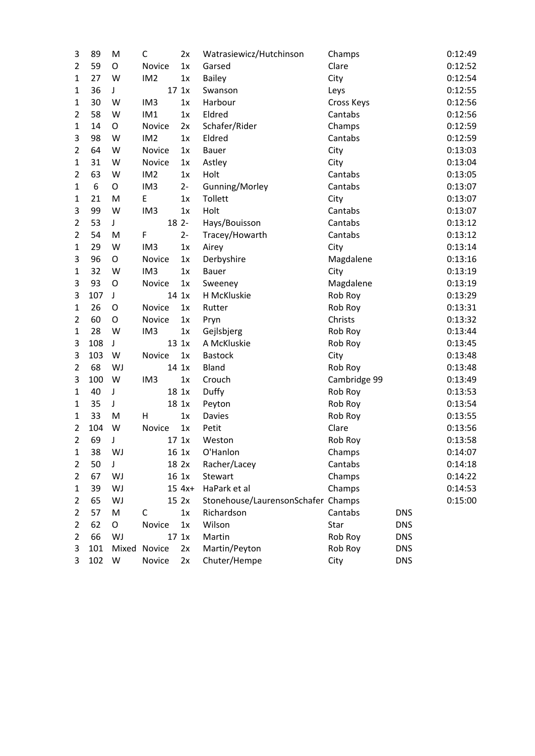| | | | | | | | | |
|---|---|---|---|---|---|---|---|---|
| 3 | 89 | M | C | 2x | Watrasiewicz/Hutchinson | Champs | | 0:12:49 |
| 2 | 59 | O | Novice | 1x | Garsed | Clare | | 0:12:52 |
| 1 | 27 | W | IM2 | 1x | Bailey | City | | 0:12:54 |
| 1 | 36 | J | 17 | 1x | Swanson | Leys | | 0:12:55 |
| 1 | 30 | W | IM3 | 1x | Harbour | Cross Keys | | 0:12:56 |
| 2 | 58 | W | IM1 | 1x | Eldred | Cantabs | | 0:12:56 |
| 1 | 14 | O | Novice | 2x | Schafer/Rider | Champs | | 0:12:59 |
| 3 | 98 | W | IM2 | 1x | Eldred | Cantabs | | 0:12:59 |
| 2 | 64 | W | Novice | 1x | Bauer | City | | 0:13:03 |
| 1 | 31 | W | Novice | 1x | Astley | City | | 0:13:04 |
| 2 | 63 | W | IM2 | 1x | Holt | Cantabs | | 0:13:05 |
| 1 | 6 | O | IM3 | 2- | Gunning/Morley | Cantabs | | 0:13:07 |
| 1 | 21 | M | E | 1x | Tollett | City | | 0:13:07 |
| 3 | 99 | W | IM3 | 1x | Holt | Cantabs | | 0:13:07 |
| 2 | 53 | J | 18 | 2- | Hays/Bouisson | Cantabs | | 0:13:12 |
| 2 | 54 | M | F | 2- | Tracey/Howarth | Cantabs | | 0:13:12 |
| 1 | 29 | W | IM3 | 1x | Airey | City | | 0:13:14 |
| 3 | 96 | O | Novice | 1x | Derbyshire | Magdalene | | 0:13:16 |
| 1 | 32 | W | IM3 | 1x | Bauer | City | | 0:13:19 |
| 3 | 93 | O | Novice | 1x | Sweeney | Magdalene | | 0:13:19 |
| 3 | 107 | J | 14 | 1x | H McKluskie | Rob Roy | | 0:13:29 |
| 1 | 26 | O | Novice | 1x | Rutter | Rob Roy | | 0:13:31 |
| 2 | 60 | O | Novice | 1x | Pryn | Christs | | 0:13:32 |
| 1 | 28 | W | IM3 | 1x | Gejlsbjerg | Rob Roy | | 0:13:44 |
| 3 | 108 | J | 13 | 1x | A McKluskie | Rob Roy | | 0:13:45 |
| 3 | 103 | W | Novice | 1x | Bastock | City | | 0:13:48 |
| 2 | 68 | WJ | 14 | 1x | Bland | Rob Roy | | 0:13:48 |
| 3 | 100 | W | IM3 | 1x | Crouch | Cambridge 99 | | 0:13:49 |
| 1 | 40 | J | 18 | 1x | Duffy | Rob Roy | | 0:13:53 |
| 1 | 35 | J | 18 | 1x | Peyton | Rob Roy | | 0:13:54 |
| 1 | 33 | M | H | 1x | Davies | Rob Roy | | 0:13:55 |
| 2 | 104 | W | Novice | 1x | Petit | Clare | | 0:13:56 |
| 2 | 69 | J | 17 | 1x | Weston | Rob Roy | | 0:13:58 |
| 1 | 38 | WJ | 16 | 1x | O'Hanlon | Champs | | 0:14:07 |
| 2 | 50 | J | 18 | 2x | Racher/Lacey | Cantabs | | 0:14:18 |
| 2 | 67 | WJ | 16 | 1x | Stewart | Champs | | 0:14:22 |
| 1 | 39 | WJ | 15 | 4x+ | HaPark et al | Champs | | 0:14:53 |
| 2 | 65 | WJ | 15 | 2x | Stonehouse/LaurensonSchafer | Champs | | 0:15:00 |
| 2 | 57 | M | C | 1x | Richardson | Cantabs | DNS | |
| 2 | 62 | O | Novice | 1x | Wilson | Star | DNS | |
| 2 | 66 | WJ | 17 | 1x | Martin | Rob Roy | DNS | |
| 3 | 101 | Mixed | Novice | 2x | Martin/Peyton | Rob Roy | DNS | |
| 3 | 102 | W | Novice | 2x | Chuter/Hempe | City | DNS | |